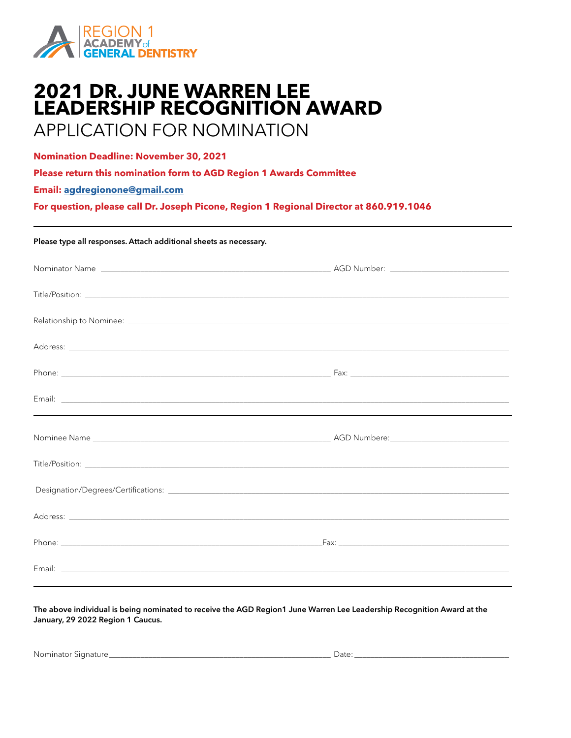REGION 1
ACADEMY of
GENERAL DENTISTRY

# 2021 DR. JUNE WARREN LEE LEADERSHIP RECOGNITION AWARD

## APPLICATION FOR NOMINATION

**Nomination Deadline: November 30, 2021**

**Please return this nomination form to AGD Region 1 Awards Committee**

**Email: agdregionone@gmail.com**

**For question, please call Dr. Joseph Picone, Region 1 Regional Director at 860.919.1046**

---

**Please type all responses. Attach additional sheets as necessary.**

Nominator Name ______________________________ AGD Number: ______________________________

Title/Position: ______________________________

Relationship to Nominee: ______________________________

Address: ______________________________

Phone: ______________________________ Fax: ______________________________

Email: ______________________________

---

Nominee Name ______________________________ AGD Numbere: ______________________________

Title/Position: ______________________________

Designation/Degrees/Certifications: ______________________________

Address: ______________________________

Phone: ______________________________ Fax: ______________________________

Email: ______________________________

---

**The above individual is being nominated to receive the AGD Region1 June Warren Lee Leadership Recognition Award at the January, 29 2022 Region 1 Caucus.**

Nominator Signature______________________________ Date: ______________________________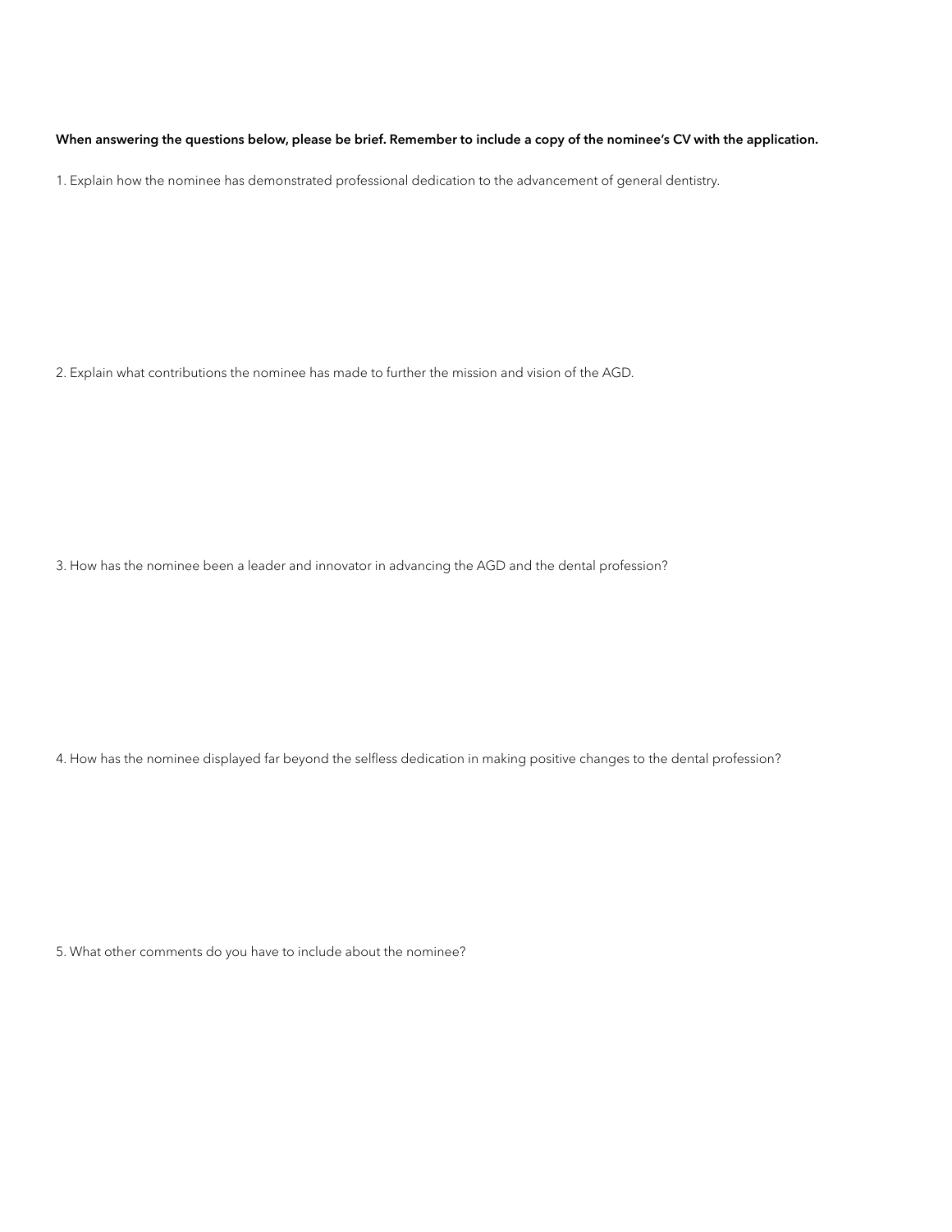**When answering the questions below, please be brief. Remember to include a copy of the nominee's CV with the application.**

1. Explain how the nominee has demonstrated professional dedication to the advancement of general dentistry.

2. Explain what contributions the nominee has made to further the mission and vision of the AGD.

3. How has the nominee been a leader and innovator in advancing the AGD and the dental profession?

4. How has the nominee displayed far beyond the selfless dedication in making positive changes to the dental profession?

5. What other comments do you have to include about the nominee?